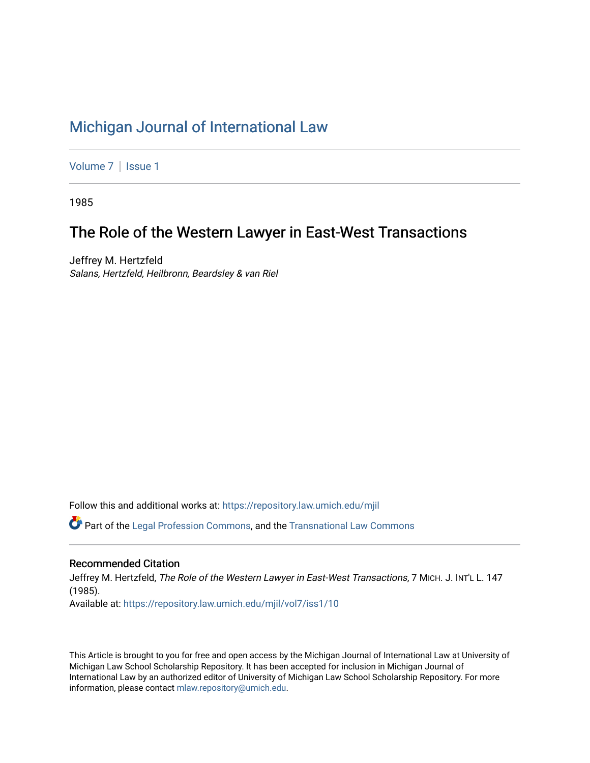# Michigan Journal of International Law

Volume 7 | Issue 1

1985

## The Role of the Western Lawyer in East-West Transactions

Jeffrey M. Hertzfeld
*Salans, Hertzfeld, Heilbronn, Beardsley & van Riel*

Follow this and additional works at: https://repository.law.umich.edu/mjil

Part of the Legal Profession Commons, and the Transnational Law Commons

### Recommended Citation

Jeffrey M. Hertzfeld, *The Role of the Western Lawyer in East-West Transactions*, 7 MICH. J. INT'L L. 147 (1985).
Available at: https://repository.law.umich.edu/mjil/vol7/iss1/10

This Article is brought to you for free and open access by the Michigan Journal of International Law at University of Michigan Law School Scholarship Repository. It has been accepted for inclusion in Michigan Journal of International Law by an authorized editor of University of Michigan Law School Scholarship Repository. For more information, please contact mlaw.repository@umich.edu.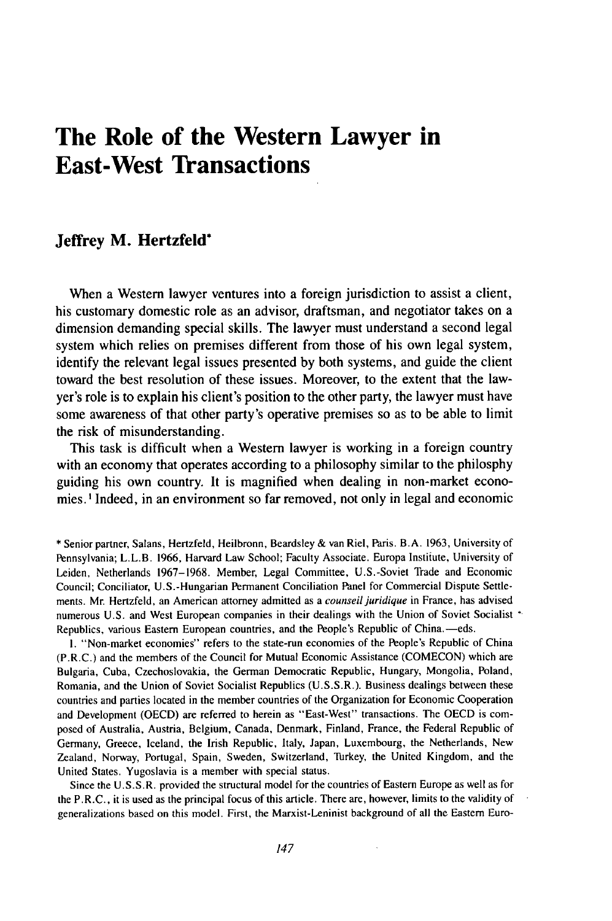# The Role of the Western Lawyer in East-West Transactions

## Jeffrey M. Hertzfeld*

When a Western lawyer ventures into a foreign jurisdiction to assist a client, his customary domestic role as an advisor, draftsman, and negotiator takes on a dimension demanding special skills. The lawyer must understand a second legal system which relies on premises different from those of his own legal system, identify the relevant legal issues presented by both systems, and guide the client toward the best resolution of these issues. Moreover, to the extent that the lawyer's role is to explain his client's position to the other party, the lawyer must have some awareness of that other party's operative premises so as to be able to limit the risk of misunderstanding.

This task is difficult when a Western lawyer is working in a foreign country with an economy that operates according to a philosophy similar to the philosphy guiding his own country. It is magnified when dealing in non-market economies.[1] Indeed, in an environment so far removed, not only in legal and economic

---

\* Senior partner, Salans, Hertzfeld, Heilbronn, Beardsley & van Riel, Paris. B.A. 1963, University of Pennsylvania; L.L.B. 1966, Harvard Law School; Faculty Associate. Europa Institute, University of Leiden, Netherlands 1967–1968. Member, Legal Committee, U.S.-Soviet Trade and Economic Council; Conciliator, U.S.-Hungarian Permanent Conciliation Panel for Commercial Dispute Settlements. Mr. Hertzfeld, an American attorney admitted as a *counseil juridique* in France, has advised numerous U.S. and West European companies in their dealings with the Union of Soviet Socialist Republics, various Eastern European countries, and the People's Republic of China.—eds.

1. "Non-market economies" refers to the state-run economies of the People's Republic of China (P.R.C.) and the members of the Council for Mutual Economic Assistance (COMECON) which are Bulgaria, Cuba, Czechoslovakia, the German Democratic Republic, Hungary, Mongolia, Poland, Romania, and the Union of Soviet Socialist Republics (U.S.S.R.). Business dealings between these countries and parties located in the member countries of the Organization for Economic Cooperation and Development (OECD) are referred to herein as "East-West" transactions. The OECD is composed of Australia, Austria, Belgium, Canada, Denmark, Finland, France, the Federal Republic of Germany, Greece, Iceland, the Irish Republic, Italy, Japan, Luxembourg, the Netherlands, New Zealand, Norway, Portugal, Spain, Sweden, Switzerland, Turkey, the United Kingdom, and the United States. Yugoslavia is a member with special status.

Since the U.S.S.R. provided the structural model for the countries of Eastern Europe as well as for the P.R.C., it is used as the principal focus of this article. There are, however, limits to the validity of generalizations based on this model. First, the Marxist-Leninist background of all the Eastern Euro-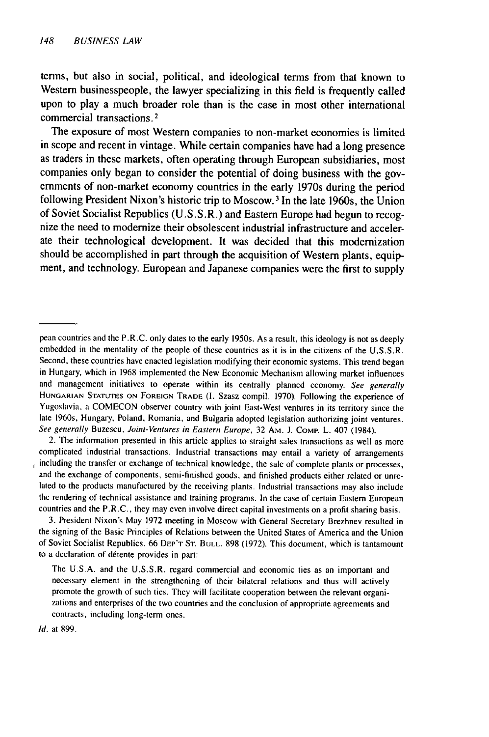terms, but also in social, political, and ideological terms from that known to Western businesspeople, the lawyer specializing in this field is frequently called upon to play a much broader role than is the case in most other international commercial transactions.[2]

The exposure of most Western companies to non-market economies is limited in scope and recent in vintage. While certain companies have had a long presence as traders in these markets, often operating through European subsidiaries, most companies only began to consider the potential of doing business with the governments of non-market economy countries in the early 1970s during the period following President Nixon's historic trip to Moscow.[3] In the late 1960s, the Union of Soviet Socialist Republics (U.S.S.R.) and Eastern Europe had begun to recognize the need to modernize their obsolescent industrial infrastructure and accelerate their technological development. It was decided that this modernization should be accomplished in part through the acquisition of Western plants, equipment, and technology. European and Japanese companies were the first to supply

---

pean countries and the P.R.C. only dates to the early 1950s. As a result, this ideology is not as deeply embedded in the mentality of the people of these countries as it is in the citizens of the U.S.S.R. Second, these countries have enacted legislation modifying their economic systems. This trend began in Hungary, which in 1968 implemented the New Economic Mechanism allowing market influences and management initiatives to operate within its centrally planned economy. *See generally* HUNGARIAN STATUTES ON FOREIGN TRADE (I. Szasz compil. 1970). Following the experience of Yugoslavia, a COMECON observer country with joint East-West ventures in its territory since the late 1960s, Hungary, Poland, Romania, and Bulgaria adopted legislation authorizing joint ventures. *See generally* Buzescu, *Joint-Ventures in Eastern Europe*, 32 AM. J. COMP. L. 407 (1984).

2. The information presented in this article applies to straight sales transactions as well as more complicated industrial transactions. Industrial transactions may entail a variety of arrangements including the transfer or exchange of technical knowledge, the sale of complete plants or processes, and the exchange of components, semi-finished goods, and finished products either related or unrelated to the products manufactured by the receiving plants. Industrial transactions may also include the rendering of technical assistance and training programs. In the case of certain Eastern European countries and the P.R.C., they may even involve direct capital investments on a profit sharing basis.

3. President Nixon's May 1972 meeting in Moscow with General Secretary Brezhnev resulted in the signing of the Basic Principles of Relations between the United States of America and the Union of Soviet Socialist Republics. 66 DEP'T ST. BULL. 898 (1972). This document, which is tantamount to a declaration of détente provides in part:

> The U.S.A. and the U.S.S.R. regard commercial and economic ties as an important and necessary element in the strengthening of their bilateral relations and thus will actively promote the growth of such ties. They will facilitate cooperation between the relevant organizations and enterprises of the two countries and the conclusion of appropriate agreements and contracts, including long-term ones.

*Id.* at 899.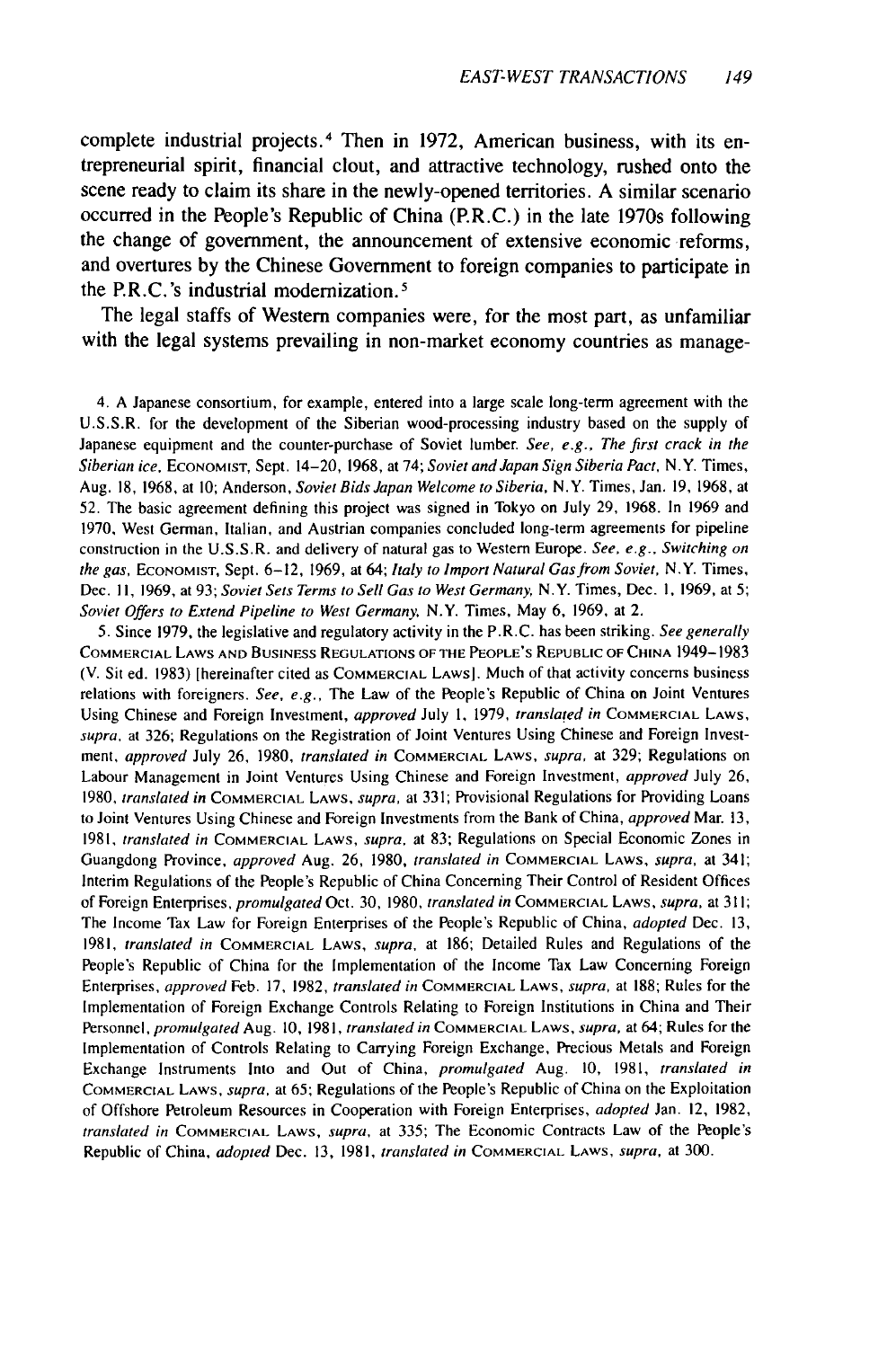complete industrial projects.[4] Then in 1972, American business, with its entrepreneurial spirit, financial clout, and attractive technology, rushed onto the scene ready to claim its share in the newly-opened territories. A similar scenario occurred in the People's Republic of China (P.R.C.) in the late 1970s following the change of government, the announcement of extensive economic reforms, and overtures by the Chinese Government to foreign companies to participate in the P.R.C.'s industrial modernization.[5]

The legal staffs of Western companies were, for the most part, as unfamiliar with the legal systems prevailing in non-market economy countries as manage-

4. A Japanese consortium, for example, entered into a large scale long-term agreement with the U.S.S.R. for the development of the Siberian wood-processing industry based on the supply of Japanese equipment and the counter-purchase of Soviet lumber. *See, e.g., The first crack in the Siberian ice*, ECONOMIST, Sept. 14–20, 1968, at 74; *Soviet and Japan Sign Siberia Pact*, N.Y. Times, Aug. 18, 1968, at 10; Anderson, *Soviet Bids Japan Welcome to Siberia*, N.Y. Times, Jan. 19, 1968, at 52. The basic agreement defining this project was signed in Tokyo on July 29, 1968. In 1969 and 1970, West German, Italian, and Austrian companies concluded long-term agreements for pipeline construction in the U.S.S.R. and delivery of natural gas to Western Europe. *See, e.g., Switching on the gas*, ECONOMIST, Sept. 6–12, 1969, at 64; *Italy to Import Natural Gas from Soviet*, N.Y. Times, Dec. 11, 1969, at 93; *Soviet Sets Terms to Sell Gas to West Germany*, N.Y. Times, Dec. 1, 1969, at 5; *Soviet Offers to Extend Pipeline to West Germany*, N.Y. Times, May 6, 1969, at 2.

5. Since 1979, the legislative and regulatory activity in the P.R.C. has been striking. *See generally* COMMERCIAL LAWS AND BUSINESS REGULATIONS OF THE PEOPLE'S REPUBLIC OF CHINA 1949–1983 (V. Sit ed. 1983) [hereinafter cited as COMMERCIAL LAWS]. Much of that activity concerns business relations with foreigners. *See, e.g.*, The Law of the People's Republic of China on Joint Ventures Using Chinese and Foreign Investment, *approved* July 1, 1979, *translated in* COMMERCIAL LAWS, *supra*, at 326; Regulations on the Registration of Joint Ventures Using Chinese and Foreign Investment, *approved* July 26, 1980, *translated in* COMMERCIAL LAWS, *supra*, at 329; Regulations on Labour Management in Joint Ventures Using Chinese and Foreign Investment, *approved* July 26, 1980, *translated in* COMMERCIAL LAWS, *supra*, at 331; Provisional Regulations for Providing Loans to Joint Ventures Using Chinese and Foreign Investments from the Bank of China, *approved* Mar. 13, 1981, *translated in* COMMERCIAL LAWS, *supra*, at 83; Regulations on Special Economic Zones in Guangdong Province, *approved* Aug. 26, 1980, *translated in* COMMERCIAL LAWS, *supra*, at 341; Interim Regulations of the People's Republic of China Concerning Their Control of Resident Offices of Foreign Enterprises, *promulgated* Oct. 30, 1980, *translated in* COMMERCIAL LAWS, *supra*, at 311; The Income Tax Law for Foreign Enterprises of the People's Republic of China, *adopted* Dec. 13, 1981, *translated in* COMMERCIAL LAWS, *supra*, at 186; Detailed Rules and Regulations of the People's Republic of China for the Implementation of the Income Tax Law Concerning Foreign Enterprises, *approved* Feb. 17, 1982, *translated in* COMMERCIAL LAWS, *supra*, at 188; Rules for the Implementation of Foreign Exchange Controls Relating to Foreign Institutions in China and Their Personnel, *promulgated* Aug. 10, 1981, *translated in* COMMERCIAL LAWS, *supra*, at 64; Rules for the Implementation of Controls Relating to Carrying Foreign Exchange, Precious Metals and Foreign Exchange Instruments Into and Out of China, *promulgated* Aug. 10, 1981, *translated in* COMMERCIAL LAWS, *supra*, at 65; Regulations of the People's Republic of China on the Exploitation of Offshore Petroleum Resources in Cooperation with Foreign Enterprises, *adopted* Jan. 12, 1982, *translated in* COMMERCIAL LAWS, *supra*, at 335; The Economic Contracts Law of the People's Republic of China, *adopted* Dec. 13, 1981, *translated in* COMMERCIAL LAWS, *supra*, at 300.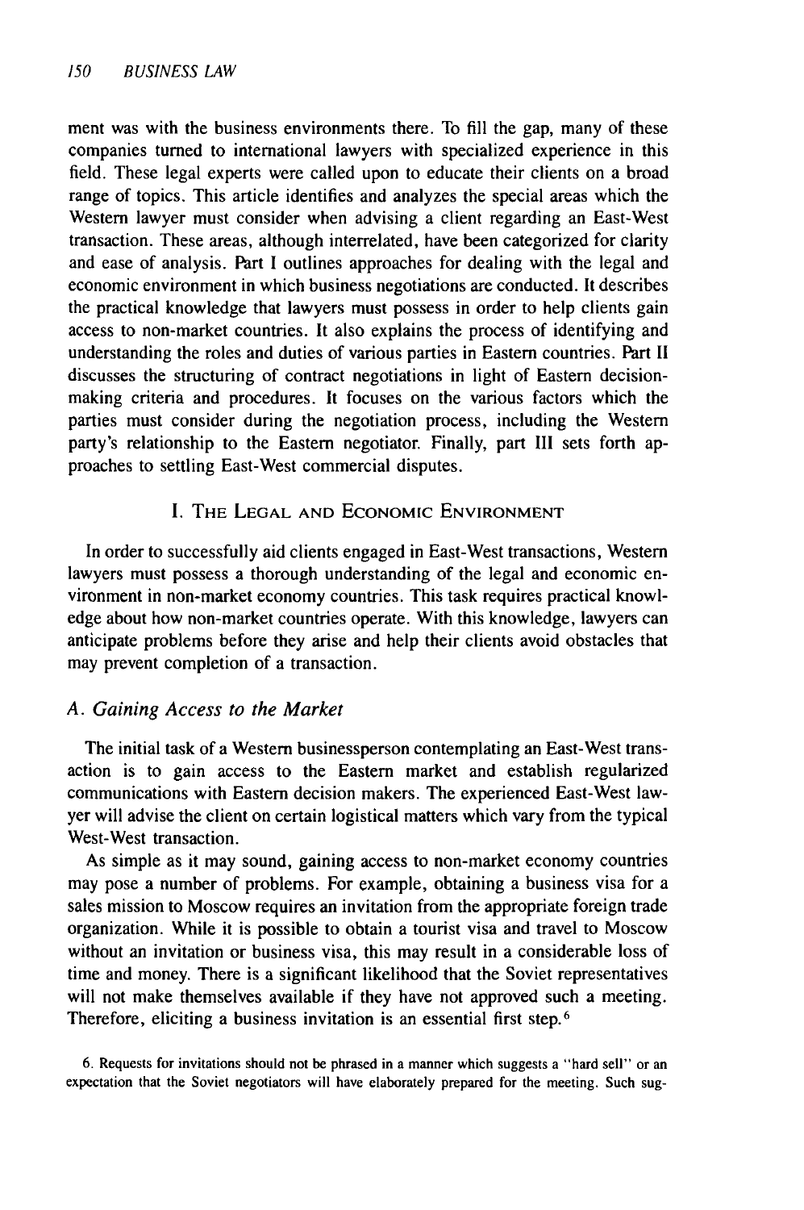ment was with the business environments there. To fill the gap, many of these companies turned to international lawyers with specialized experience in this field. These legal experts were called upon to educate their clients on a broad range of topics. This article identifies and analyzes the special areas which the Western lawyer must consider when advising a client regarding an East-West transaction. These areas, although interrelated, have been categorized for clarity and ease of analysis. Part I outlines approaches for dealing with the legal and economic environment in which business negotiations are conducted. It describes the practical knowledge that lawyers must possess in order to help clients gain access to non-market countries. It also explains the process of identifying and understanding the roles and duties of various parties in Eastern countries. Part II discusses the structuring of contract negotiations in light of Eastern decision-making criteria and procedures. It focuses on the various factors which the parties must consider during the negotiation process, including the Western party's relationship to the Eastern negotiator. Finally, part III sets forth approaches to settling East-West commercial disputes.

## I. The Legal and Economic Environment

In order to successfully aid clients engaged in East-West transactions, Western lawyers must possess a thorough understanding of the legal and economic environment in non-market economy countries. This task requires practical knowledge about how non-market countries operate. With this knowledge, lawyers can anticipate problems before they arise and help their clients avoid obstacles that may prevent completion of a transaction.

### *A. Gaining Access to the Market*

The initial task of a Western businessperson contemplating an East-West transaction is to gain access to the Eastern market and establish regularized communications with Eastern decision makers. The experienced East-West lawyer will advise the client on certain logistical matters which vary from the typical West-West transaction.

As simple as it may sound, gaining access to non-market economy countries may pose a number of problems. For example, obtaining a business visa for a sales mission to Moscow requires an invitation from the appropriate foreign trade organization. While it is possible to obtain a tourist visa and travel to Moscow without an invitation or business visa, this may result in a considerable loss of time and money. There is a significant likelihood that the Soviet representatives will not make themselves available if they have not approved such a meeting. Therefore, eliciting a business invitation is an essential first step.[6]

6. Requests for invitations should not be phrased in a manner which suggests a "hard sell" or an expectation that the Soviet negotiators will have elaborately prepared for the meeting. Such sug-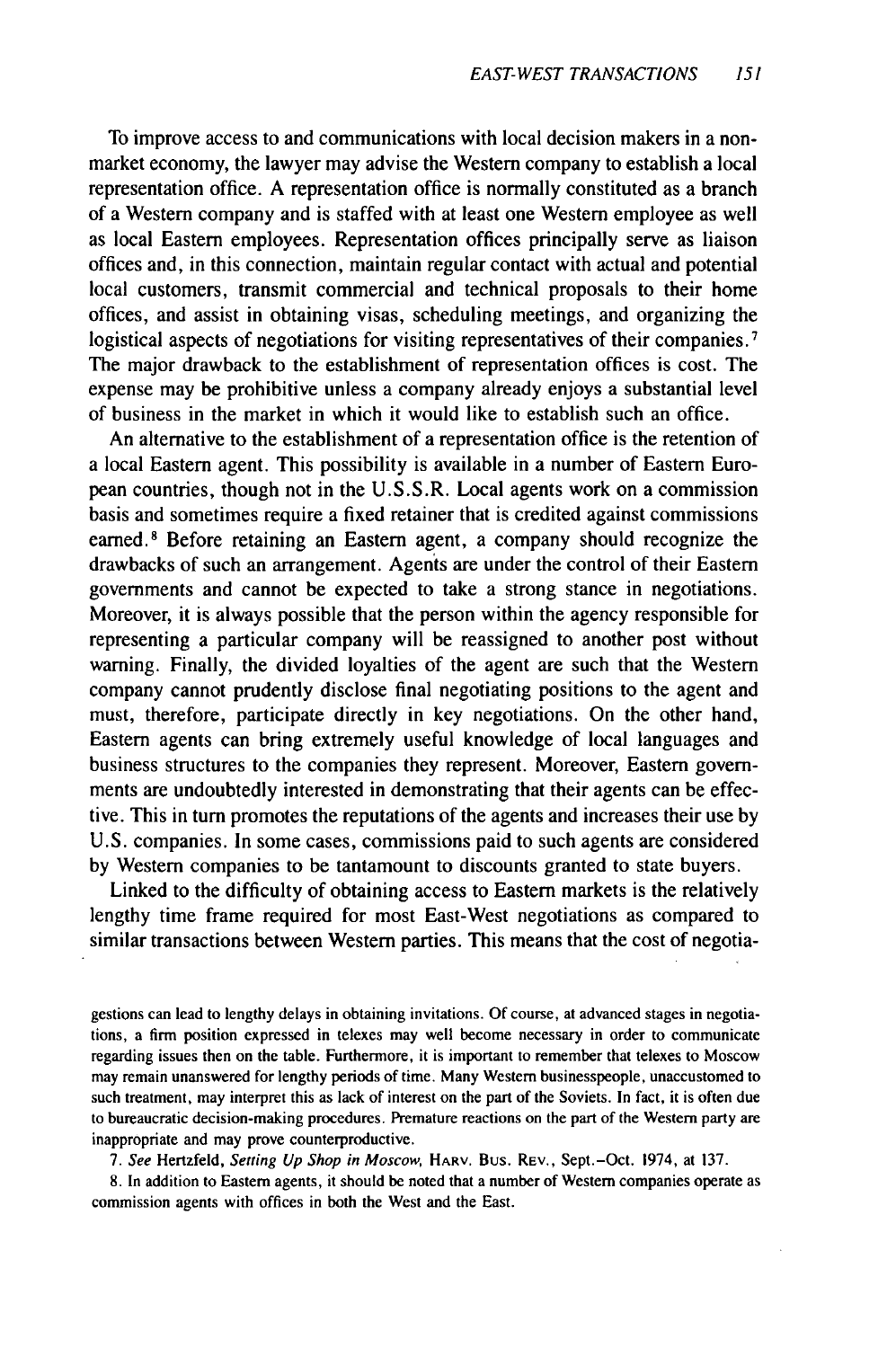To improve access to and communications with local decision makers in a non-market economy, the lawyer may advise the Western company to establish a local representation office. A representation office is normally constituted as a branch of a Western company and is staffed with at least one Western employee as well as local Eastern employees. Representation offices principally serve as liaison offices and, in this connection, maintain regular contact with actual and potential local customers, transmit commercial and technical proposals to their home offices, and assist in obtaining visas, scheduling meetings, and organizing the logistical aspects of negotiations for visiting representatives of their companies.[7] The major drawback to the establishment of representation offices is cost. The expense may be prohibitive unless a company already enjoys a substantial level of business in the market in which it would like to establish such an office.

An alternative to the establishment of a representation office is the retention of a local Eastern agent. This possibility is available in a number of Eastern European countries, though not in the U.S.S.R. Local agents work on a commission basis and sometimes require a fixed retainer that is credited against commissions earned.[8] Before retaining an Eastern agent, a company should recognize the drawbacks of such an arrangement. Agents are under the control of their Eastern governments and cannot be expected to take a strong stance in negotiations. Moreover, it is always possible that the person within the agency responsible for representing a particular company will be reassigned to another post without warning. Finally, the divided loyalties of the agent are such that the Western company cannot prudently disclose final negotiating positions to the agent and must, therefore, participate directly in key negotiations. On the other hand, Eastern agents can bring extremely useful knowledge of local languages and business structures to the companies they represent. Moreover, Eastern governments are undoubtedly interested in demonstrating that their agents can be effective. This in turn promotes the reputations of the agents and increases their use by U.S. companies. In some cases, commissions paid to such agents are considered by Western companies to be tantamount to discounts granted to state buyers.

Linked to the difficulty of obtaining access to Eastern markets is the relatively lengthy time frame required for most East-West negotiations as compared to similar transactions between Western parties. This means that the cost of negotia-

gestions can lead to lengthy delays in obtaining invitations. Of course, at advanced stages in negotiations, a firm position expressed in telexes may well become necessary in order to communicate regarding issues then on the table. Furthermore, it is important to remember that telexes to Moscow may remain unanswered for lengthy periods of time. Many Western businesspeople, unaccustomed to such treatment, may interpret this as lack of interest on the part of the Soviets. In fact, it is often due to bureaucratic decision-making procedures. Premature reactions on the part of the Western party are inappropriate and may prove counterproductive.

7. *See* Hertzfeld, *Setting Up Shop in Moscow*, HARV. BUS. REV., Sept.–Oct. 1974, at 137.

8. In addition to Eastern agents, it should be noted that a number of Western companies operate as commission agents with offices in both the West and the East.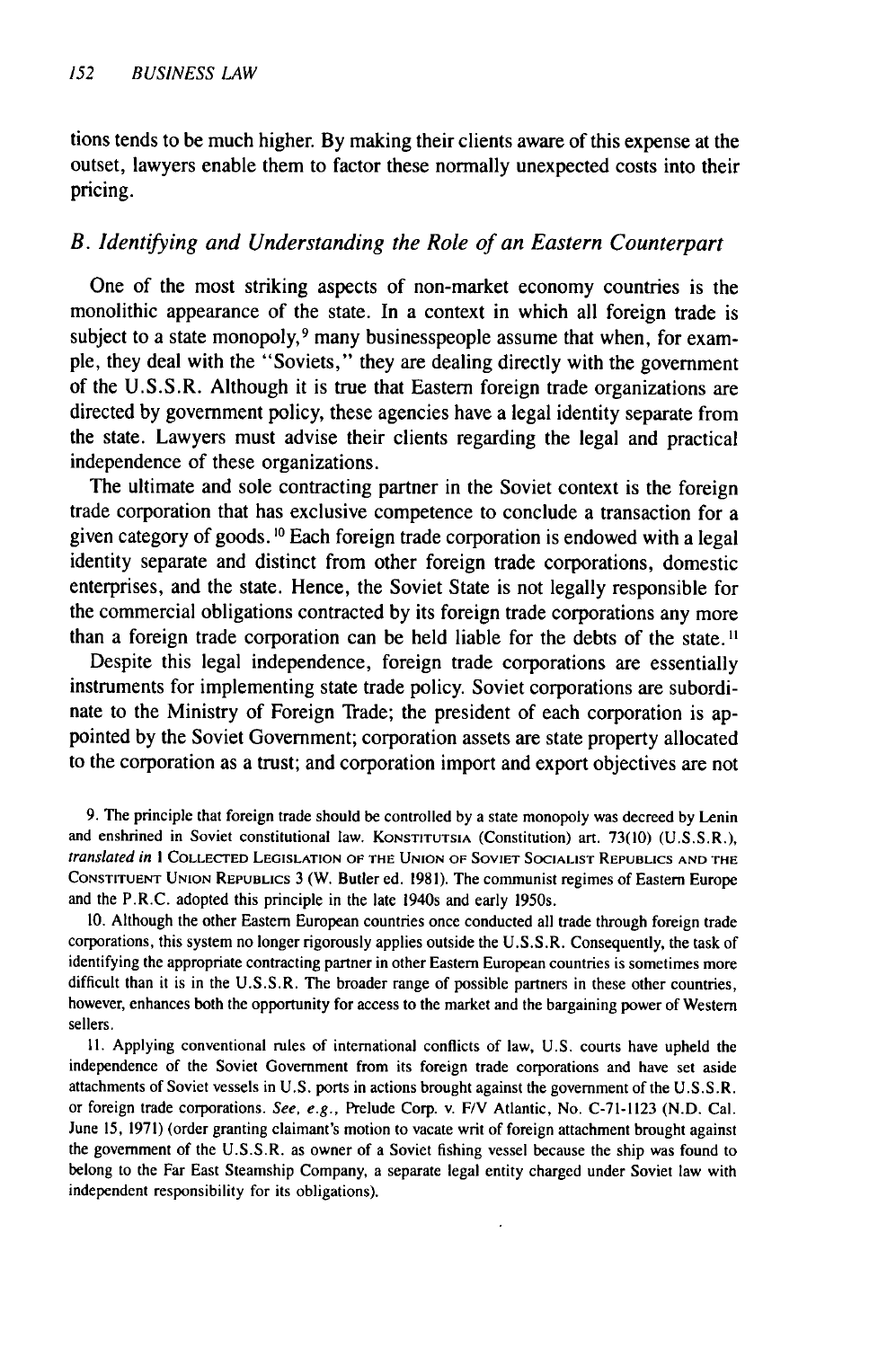tions tends to be much higher. By making their clients aware of this expense at the outset, lawyers enable them to factor these normally unexpected costs into their pricing.

### *B. Identifying and Understanding the Role of an Eastern Counterpart*

One of the most striking aspects of non-market economy countries is the monolithic appearance of the state. In a context in which all foreign trade is subject to a state monopoly,[9] many businesspeople assume that when, for example, they deal with the "Soviets," they are dealing directly with the government of the U.S.S.R. Although it is true that Eastern foreign trade organizations are directed by government policy, these agencies have a legal identity separate from the state. Lawyers must advise their clients regarding the legal and practical independence of these organizations.

The ultimate and sole contracting partner in the Soviet context is the foreign trade corporation that has exclusive competence to conclude a transaction for a given category of goods.[10] Each foreign trade corporation is endowed with a legal identity separate and distinct from other foreign trade corporations, domestic enterprises, and the state. Hence, the Soviet State is not legally responsible for the commercial obligations contracted by its foreign trade corporations any more than a foreign trade corporation can be held liable for the debts of the state.[11]

Despite this legal independence, foreign trade corporations are essentially instruments for implementing state trade policy. Soviet corporations are subordinate to the Ministry of Foreign Trade; the president of each corporation is appointed by the Soviet Government; corporation assets are state property allocated to the corporation as a trust; and corporation import and export objectives are not

9. The principle that foreign trade should be controlled by a state monopoly was decreed by Lenin and enshrined in Soviet constitutional law. KONSTITUTSIA (Constitution) art. 73(10) (U.S.S.R.), *translated in* 1 COLLECTED LEGISLATION OF THE UNION OF SOVIET SOCIALIST REPUBLICS AND THE CONSTITUENT UNION REPUBLICS 3 (W. Butler ed. 1981). The communist regimes of Eastern Europe and the P.R.C. adopted this principle in the late 1940s and early 1950s.

10. Although the other Eastern European countries once conducted all trade through foreign trade corporations, this system no longer rigorously applies outside the U.S.S.R. Consequently, the task of identifying the appropriate contracting partner in other Eastern European countries is sometimes more difficult than it is in the U.S.S.R. The broader range of possible partners in these other countries, however, enhances both the opportunity for access to the market and the bargaining power of Western sellers.

11. Applying conventional rules of international conflicts of law, U.S. courts have upheld the independence of the Soviet Government from its foreign trade corporations and have set aside attachments of Soviet vessels in U.S. ports in actions brought against the government of the U.S.S.R. or foreign trade corporations. *See, e.g.*, Prelude Corp. v. F/V Atlantic, No. C-71-1123 (N.D. Cal. June 15, 1971) (order granting claimant's motion to vacate writ of foreign attachment brought against the government of the U.S.S.R. as owner of a Soviet fishing vessel because the ship was found to belong to the Far East Steamship Company, a separate legal entity charged under Soviet law with independent responsibility for its obligations).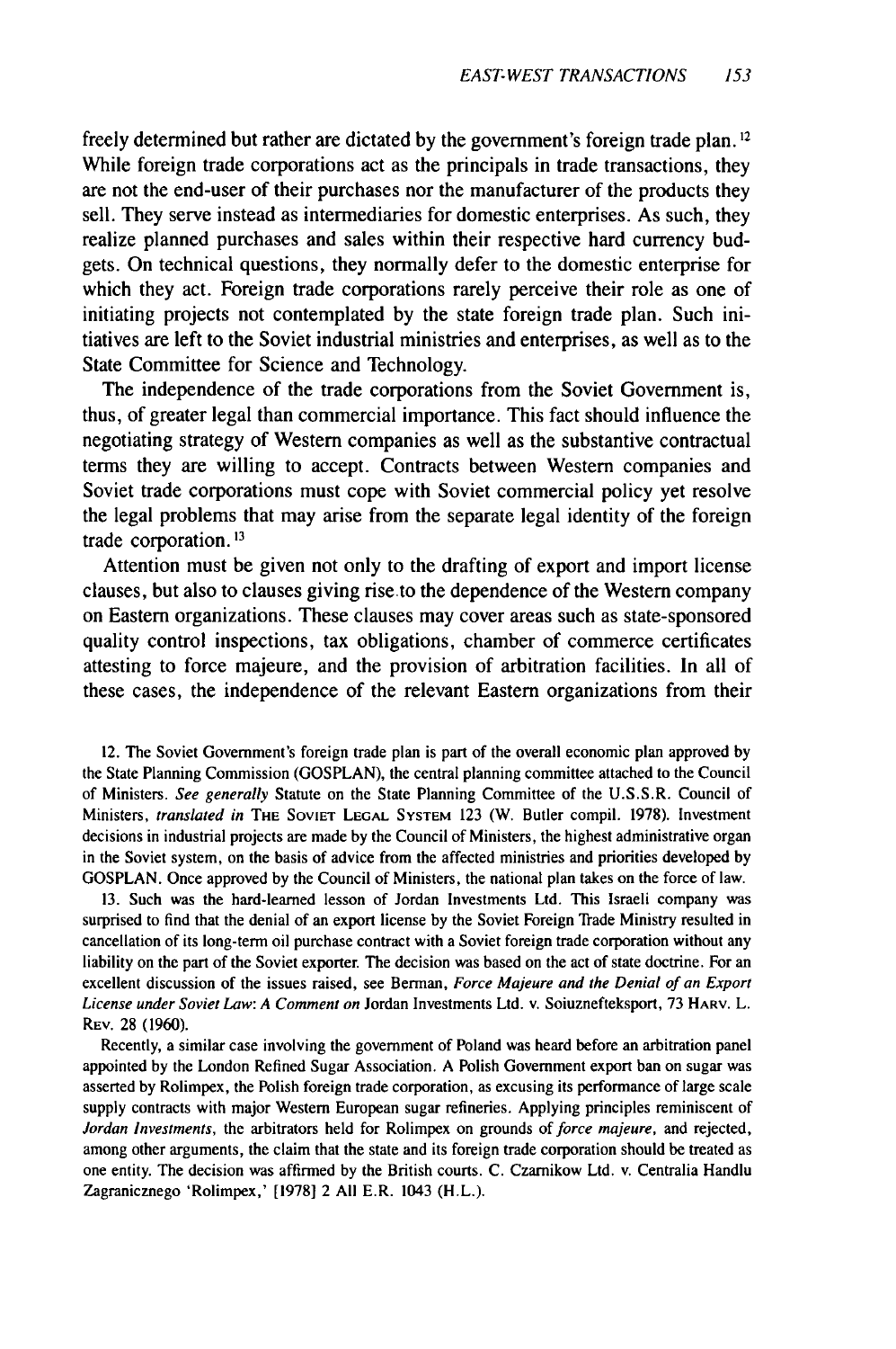freely determined but rather are dictated by the government's foreign trade plan.[12] While foreign trade corporations act as the principals in trade transactions, they are not the end-user of their purchases nor the manufacturer of the products they sell. They serve instead as intermediaries for domestic enterprises. As such, they realize planned purchases and sales within their respective hard currency budgets. On technical questions, they normally defer to the domestic enterprise for which they act. Foreign trade corporations rarely perceive their role as one of initiating projects not contemplated by the state foreign trade plan. Such initiatives are left to the Soviet industrial ministries and enterprises, as well as to the State Committee for Science and Technology.

The independence of the trade corporations from the Soviet Government is, thus, of greater legal than commercial importance. This fact should influence the negotiating strategy of Western companies as well as the substantive contractual terms they are willing to accept. Contracts between Western companies and Soviet trade corporations must cope with Soviet commercial policy yet resolve the legal problems that may arise from the separate legal identity of the foreign trade corporation.[13]

Attention must be given not only to the drafting of export and import license clauses, but also to clauses giving rise to the dependence of the Western company on Eastern organizations. These clauses may cover areas such as state-sponsored quality control inspections, tax obligations, chamber of commerce certificates attesting to force majeure, and the provision of arbitration facilities. In all of these cases, the independence of the relevant Eastern organizations from their

12. The Soviet Government's foreign trade plan is part of the overall economic plan approved by the State Planning Commission (GOSPLAN), the central planning committee attached to the Council of Ministers. *See generally* Statute on the State Planning Committee of the U.S.S.R. Council of Ministers, *translated in* THE SOVIET LEGAL SYSTEM 123 (W. Butler compil. 1978). Investment decisions in industrial projects are made by the Council of Ministers, the highest administrative organ in the Soviet system, on the basis of advice from the affected ministries and priorities developed by GOSPLAN. Once approved by the Council of Ministers, the national plan takes on the force of law.

13. Such was the hard-learned lesson of Jordan Investments Ltd. This Israeli company was surprised to find that the denial of an export license by the Soviet Foreign Trade Ministry resulted in cancellation of its long-term oil purchase contract with a Soviet foreign trade corporation without any liability on the part of the Soviet exporter. The decision was based on the act of state doctrine. For an excellent discussion of the issues raised, see Berman, *Force Majeure and the Denial of an Export License under Soviet Law: A Comment on* Jordan Investments Ltd. v. Soiuzneftekspor*t*, 73 HARV. L. REV. 28 (1960).

Recently, a similar case involving the government of Poland was heard before an arbitration panel appointed by the London Refined Sugar Association. A Polish Government export ban on sugar was asserted by Rolimpex, the Polish foreign trade corporation, as excusing its performance of large scale supply contracts with major Western European sugar refineries. Applying principles reminiscent of *Jordan Investments*, the arbitrators held for Rolimpex on grounds of *force majeure*, and rejected, among other arguments, the claim that the state and its foreign trade corporation should be treated as one entity. The decision was affirmed by the British courts. C. Czarnikow Ltd. v. Centralia Handlu Zagranicznego 'Rolimpex,' [1978] 2 All E.R. 1043 (H.L.).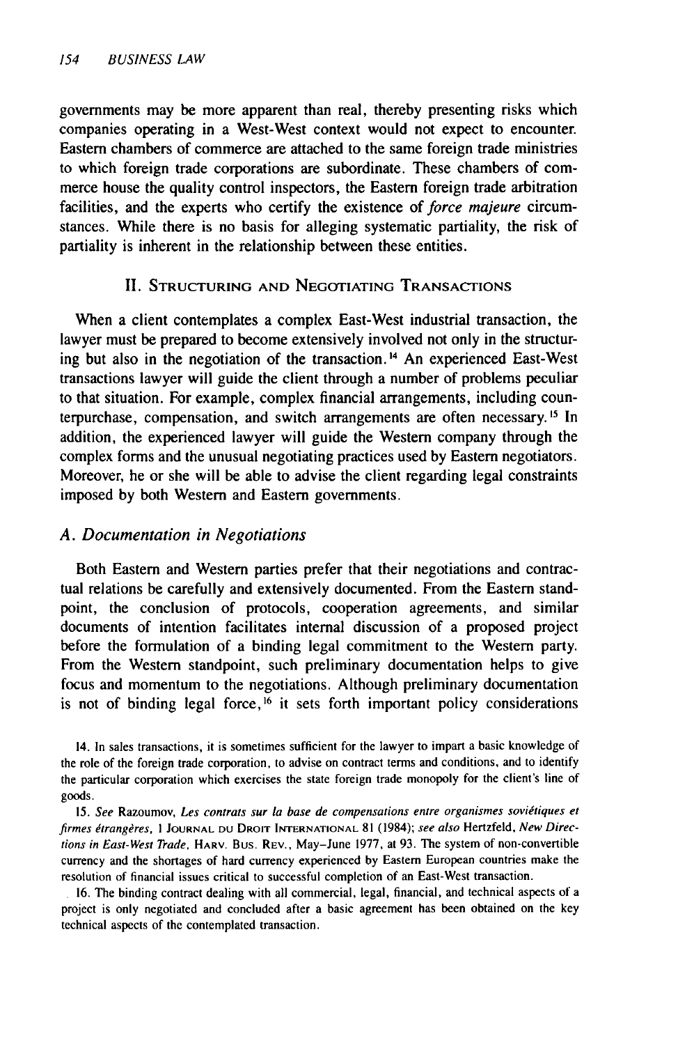governments may be more apparent than real, thereby presenting risks which companies operating in a West-West context would not expect to encounter. Eastern chambers of commerce are attached to the same foreign trade ministries to which foreign trade corporations are subordinate. These chambers of commerce house the quality control inspectors, the Eastern foreign trade arbitration facilities, and the experts who certify the existence of *force majeure* circumstances. While there is no basis for alleging systematic partiality, the risk of partiality is inherent in the relationship between these entities.

## II. Structuring and Negotiating Transactions

When a client contemplates a complex East-West industrial transaction, the lawyer must be prepared to become extensively involved not only in the structuring but also in the negotiation of the transaction.[14] An experienced East-West transactions lawyer will guide the client through a number of problems peculiar to that situation. For example, complex financial arrangements, including counterpurchase, compensation, and switch arrangements are often necessary.[15] In addition, the experienced lawyer will guide the Western company through the complex forms and the unusual negotiating practices used by Eastern negotiators. Moreover, he or she will be able to advise the client regarding legal constraints imposed by both Western and Eastern governments.

### A. Documentation in Negotiations

Both Eastern and Western parties prefer that their negotiations and contractual relations be carefully and extensively documented. From the Eastern standpoint, the conclusion of protocols, cooperation agreements, and similar documents of intention facilitates internal discussion of a proposed project before the formulation of a binding legal commitment to the Western party. From the Western standpoint, such preliminary documentation helps to give focus and momentum to the negotiations. Although preliminary documentation is not of binding legal force,[16] it sets forth important policy considerations

14. In sales transactions, it is sometimes sufficient for the lawyer to impart a basic knowledge of the role of the foreign trade corporation, to advise on contract terms and conditions, and to identify the particular corporation which exercises the state foreign trade monopoly for the client's line of goods.

15. *See* Razoumov, *Les contrats sur la base de compensations entre organismes soviétiques et firmes étrangères*, 1 Journal du Droit International 81 (1984); *see also* Hertzfeld, *New Directions in East-West Trade*, Harv. Bus. Rev., May–June 1977, at 93. The system of non-convertible currency and the shortages of hard currency experienced by Eastern European countries make the resolution of financial issues critical to successful completion of an East-West transaction.

16. The binding contract dealing with all commercial, legal, financial, and technical aspects of a project is only negotiated and concluded after a basic agreement has been obtained on the key technical aspects of the contemplated transaction.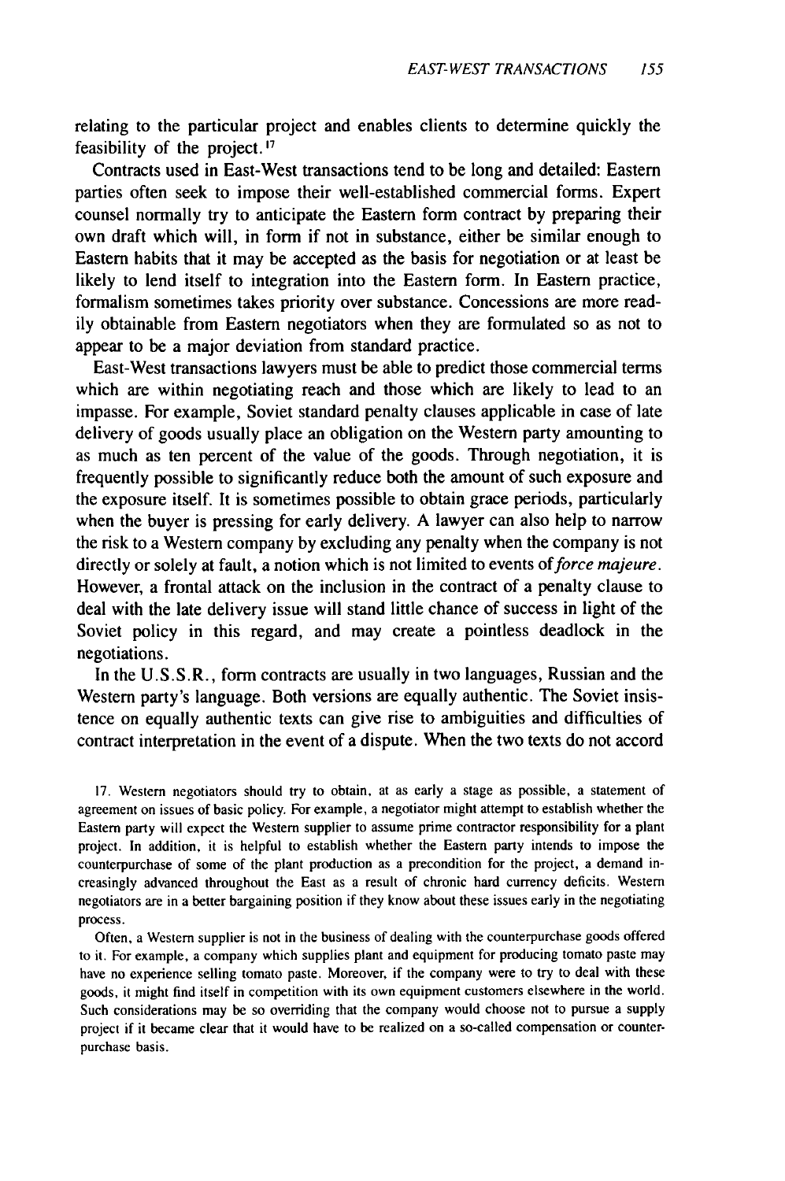relating to the particular project and enables clients to determine quickly the feasibility of the project.[17]

Contracts used in East-West transactions tend to be long and detailed: Eastern parties often seek to impose their well-established commercial forms. Expert counsel normally try to anticipate the Eastern form contract by preparing their own draft which will, in form if not in substance, either be similar enough to Eastern habits that it may be accepted as the basis for negotiation or at least be likely to lend itself to integration into the Eastern form. In Eastern practice, formalism sometimes takes priority over substance. Concessions are more readily obtainable from Eastern negotiators when they are formulated so as not to appear to be a major deviation from standard practice.

East-West transactions lawyers must be able to predict those commercial terms which are within negotiating reach and those which are likely to lead to an impasse. For example, Soviet standard penalty clauses applicable in case of late delivery of goods usually place an obligation on the Western party amounting to as much as ten percent of the value of the goods. Through negotiation, it is frequently possible to significantly reduce both the amount of such exposure and the exposure itself. It is sometimes possible to obtain grace periods, particularly when the buyer is pressing for early delivery. A lawyer can also help to narrow the risk to a Western company by excluding any penalty when the company is not directly or solely at fault, a notion which is not limited to events of *force majeure*. However, a frontal attack on the inclusion in the contract of a penalty clause to deal with the late delivery issue will stand little chance of success in light of the Soviet policy in this regard, and may create a pointless deadlock in the negotiations.

In the U.S.S.R., form contracts are usually in two languages, Russian and the Western party's language. Both versions are equally authentic. The Soviet insistence on equally authentic texts can give rise to ambiguities and difficulties of contract interpretation in the event of a dispute. When the two texts do not accord

17. Western negotiators should try to obtain, at as early a stage as possible, a statement of agreement on issues of basic policy. For example, a negotiator might attempt to establish whether the Eastern party will expect the Western supplier to assume prime contractor responsibility for a plant project. In addition, it is helpful to establish whether the Eastern party intends to impose the counterpurchase of some of the plant production as a precondition for the project, a demand increasingly advanced throughout the East as a result of chronic hard currency deficits. Western negotiators are in a better bargaining position if they know about these issues early in the negotiating process.

Often, a Western supplier is not in the business of dealing with the counterpurchase goods offered to it. For example, a company which supplies plant and equipment for producing tomato paste may have no experience selling tomato paste. Moreover, if the company were to try to deal with these goods, it might find itself in competition with its own equipment customers elsewhere in the world. Such considerations may be so overriding that the company would choose not to pursue a supply project if it became clear that it would have to be realized on a so-called compensation or counterpurchase basis.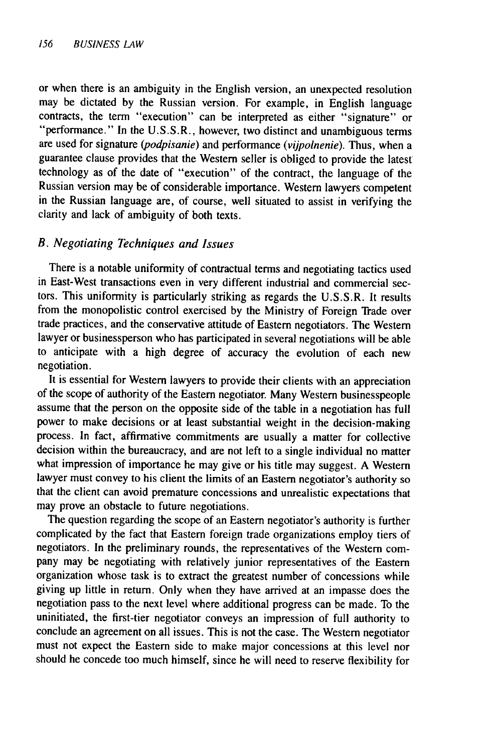or when there is an ambiguity in the English version, an unexpected resolution may be dictated by the Russian version. For example, in English language contracts, the term "execution" can be interpreted as either "signature" or "performance." In the U.S.S.R., however, two distinct and unambiguous terms are used for signature (*podpisanie*) and performance (*vijpolnenie*). Thus, when a guarantee clause provides that the Western seller is obliged to provide the latest technology as of the date of "execution" of the contract, the language of the Russian version may be of considerable importance. Western lawyers competent in the Russian language are, of course, well situated to assist in verifying the clarity and lack of ambiguity of both texts.

### *B. Negotiating Techniques and Issues*

There is a notable uniformity of contractual terms and negotiating tactics used in East-West transactions even in very different industrial and commercial sectors. This uniformity is particularly striking as regards the U.S.S.R. It results from the monopolistic control exercised by the Ministry of Foreign Trade over trade practices, and the conservative attitude of Eastern negotiators. The Western lawyer or businessperson who has participated in several negotiations will be able to anticipate with a high degree of accuracy the evolution of each new negotiation.

It is essential for Western lawyers to provide their clients with an appreciation of the scope of authority of the Eastern negotiator. Many Western businesspeople assume that the person on the opposite side of the table in a negotiation has full power to make decisions or at least substantial weight in the decision-making process. In fact, affirmative commitments are usually a matter for collective decision within the bureaucracy, and are not left to a single individual no matter what impression of importance he may give or his title may suggest. A Western lawyer must convey to his client the limits of an Eastern negotiator's authority so that the client can avoid premature concessions and unrealistic expectations that may prove an obstacle to future negotiations.

The question regarding the scope of an Eastern negotiator's authority is further complicated by the fact that Eastern foreign trade organizations employ tiers of negotiators. In the preliminary rounds, the representatives of the Western company may be negotiating with relatively junior representatives of the Eastern organization whose task is to extract the greatest number of concessions while giving up little in return. Only when they have arrived at an impasse does the negotiation pass to the next level where additional progress can be made. To the uninitiated, the first-tier negotiator conveys an impression of full authority to conclude an agreement on all issues. This is not the case. The Western negotiator must not expect the Eastern side to make major concessions at this level nor should he concede too much himself, since he will need to reserve flexibility for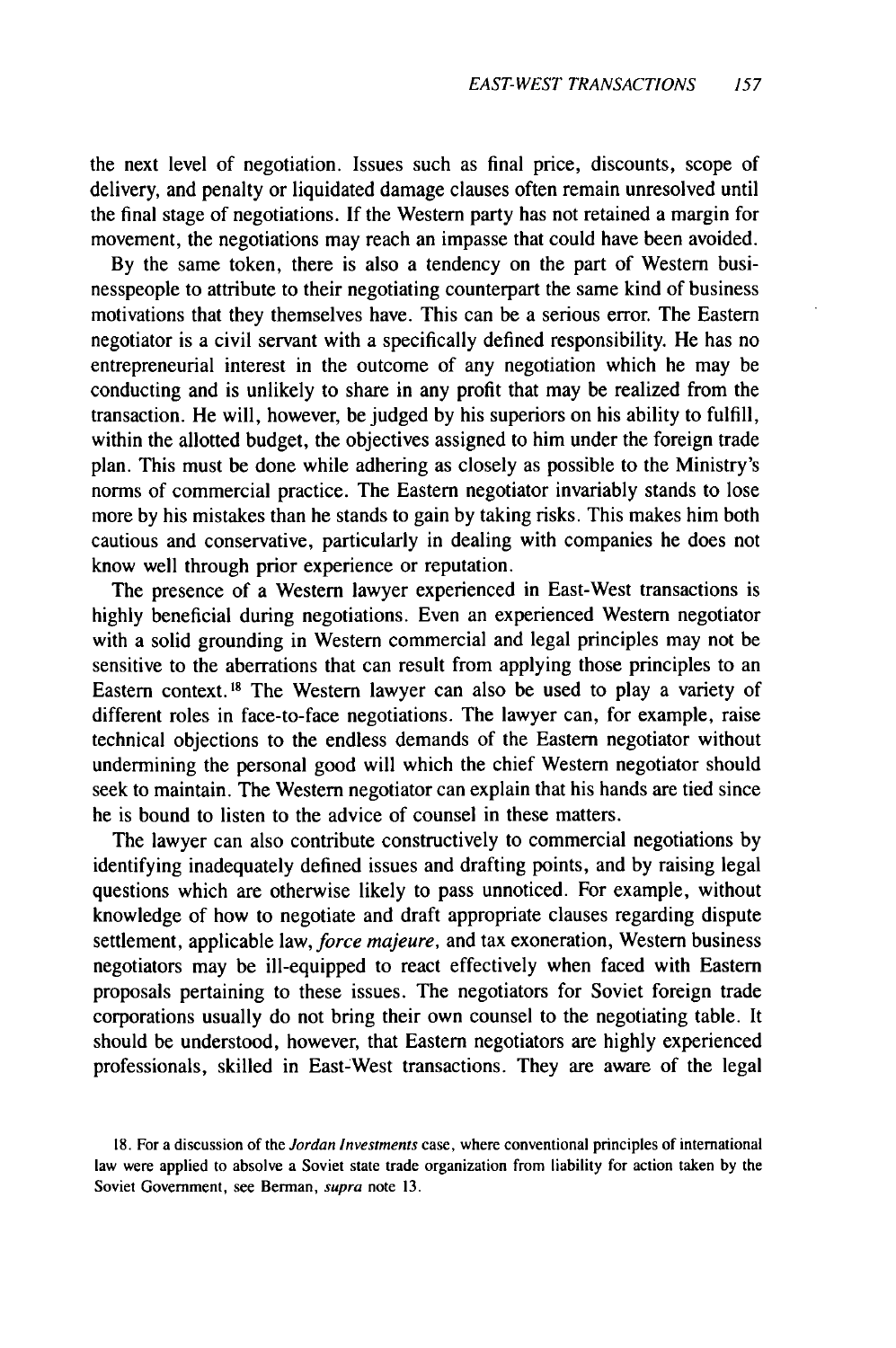the next level of negotiation. Issues such as final price, discounts, scope of delivery, and penalty or liquidated damage clauses often remain unresolved until the final stage of negotiations. If the Western party has not retained a margin for movement, the negotiations may reach an impasse that could have been avoided.

By the same token, there is also a tendency on the part of Western businesspeople to attribute to their negotiating counterpart the same kind of business motivations that they themselves have. This can be a serious error. The Eastern negotiator is a civil servant with a specifically defined responsibility. He has no entrepreneurial interest in the outcome of any negotiation which he may be conducting and is unlikely to share in any profit that may be realized from the transaction. He will, however, be judged by his superiors on his ability to fulfill, within the allotted budget, the objectives assigned to him under the foreign trade plan. This must be done while adhering as closely as possible to the Ministry's norms of commercial practice. The Eastern negotiator invariably stands to lose more by his mistakes than he stands to gain by taking risks. This makes him both cautious and conservative, particularly in dealing with companies he does not know well through prior experience or reputation.

The presence of a Western lawyer experienced in East-West transactions is highly beneficial during negotiations. Even an experienced Western negotiator with a solid grounding in Western commercial and legal principles may not be sensitive to the aberrations that can result from applying those principles to an Eastern context.[18] The Western lawyer can also be used to play a variety of different roles in face-to-face negotiations. The lawyer can, for example, raise technical objections to the endless demands of the Eastern negotiator without undermining the personal good will which the chief Western negotiator should seek to maintain. The Western negotiator can explain that his hands are tied since he is bound to listen to the advice of counsel in these matters.

The lawyer can also contribute constructively to commercial negotiations by identifying inadequately defined issues and drafting points, and by raising legal questions which are otherwise likely to pass unnoticed. For example, without knowledge of how to negotiate and draft appropriate clauses regarding dispute settlement, applicable law, *force majeure*, and tax exoneration, Western business negotiators may be ill-equipped to react effectively when faced with Eastern proposals pertaining to these issues. The negotiators for Soviet foreign trade corporations usually do not bring their own counsel to the negotiating table. It should be understood, however, that Eastern negotiators are highly experienced professionals, skilled in East-West transactions. They are aware of the legal

18. For a discussion of the *Jordan Investments* case, where conventional principles of international law were applied to absolve a Soviet state trade organization from liability for action taken by the Soviet Government, see Berman, *supra* note 13.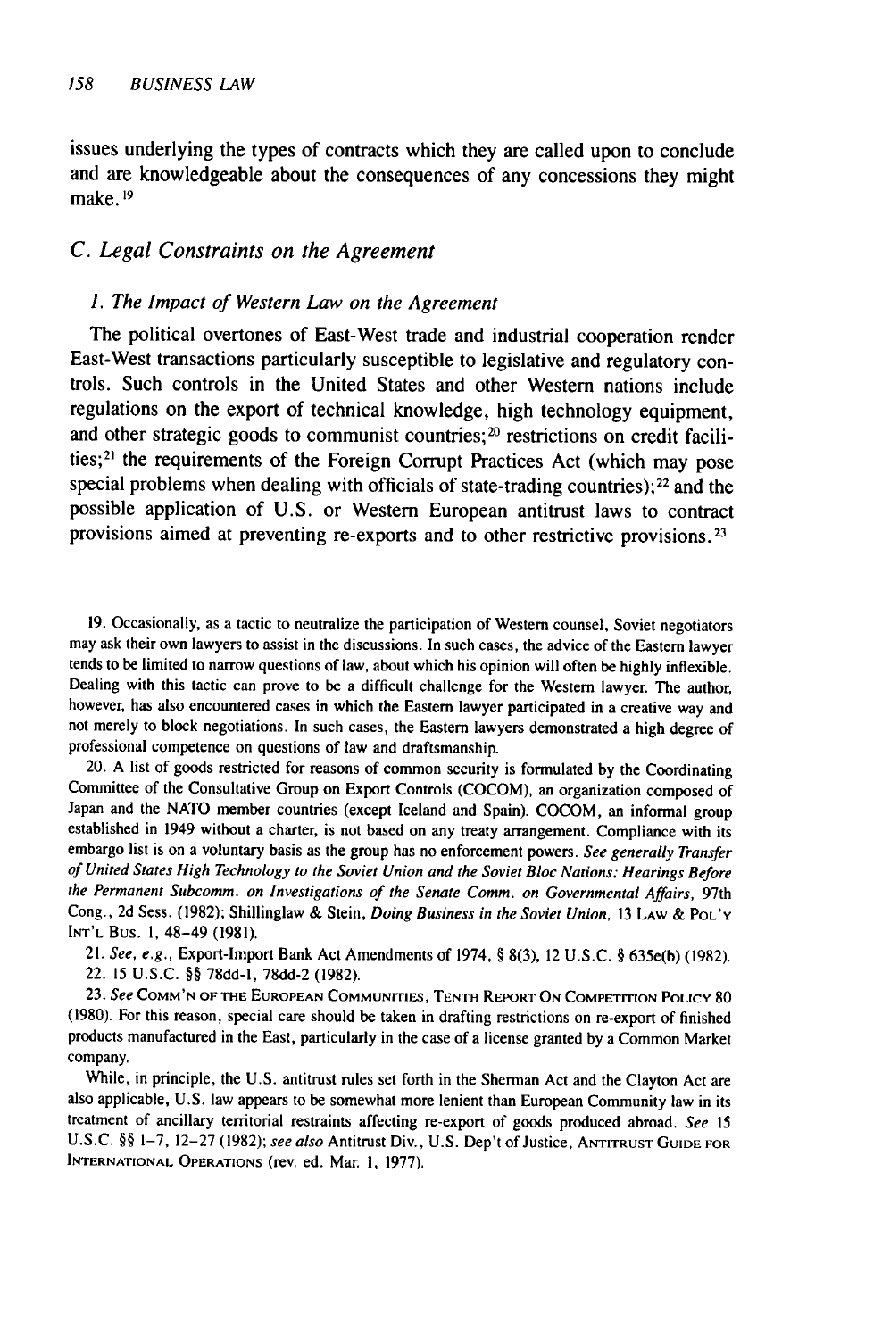issues underlying the types of contracts which they are called upon to conclude and are knowledgeable about the consequences of any concessions they might make.[19]

### C. Legal Constraints on the Agreement

#### 1. The Impact of Western Law on the Agreement

The political overtones of East-West trade and industrial cooperation render East-West transactions particularly susceptible to legislative and regulatory controls. Such controls in the United States and other Western nations include regulations on the export of technical knowledge, high technology equipment, and other strategic goods to communist countries;[20] restrictions on credit facilities;[21] the requirements of the Foreign Corrupt Practices Act (which may pose special problems when dealing with officials of state-trading countries);[22] and the possible application of U.S. or Western European antitrust laws to contract provisions aimed at preventing re-exports and to other restrictive provisions.[23]

19. Occasionally, as a tactic to neutralize the participation of Western counsel, Soviet negotiators may ask their own lawyers to assist in the discussions. In such cases, the advice of the Eastern lawyer tends to be limited to narrow questions of law, about which his opinion will often be highly inflexible. Dealing with this tactic can prove to be a difficult challenge for the Western lawyer. The author, however, has also encountered cases in which the Eastern lawyer participated in a creative way and not merely to block negotiations. In such cases, the Eastern lawyers demonstrated a high degree of professional competence on questions of law and draftsmanship.

20. A list of goods restricted for reasons of common security is formulated by the Coordinating Committee of the Consultative Group on Export Controls (COCOM), an organization composed of Japan and the NATO member countries (except Iceland and Spain). COCOM, an informal group established in 1949 without a charter, is not based on any treaty arrangement. Compliance with its embargo list is on a voluntary basis as the group has no enforcement powers. *See generally Transfer of United States High Technology to the Soviet Union and the Soviet Bloc Nations: Hearings Before the Permanent Subcomm. on Investigations of the Senate Comm. on Governmental Affairs*, 97th Cong., 2d Sess. (1982); Shillinglaw & Stein, *Doing Business in the Soviet Union*, 13 LAW & POL'Y INT'L BUS. 1, 48–49 (1981).

21. *See, e.g.*, Export-Import Bank Act Amendments of 1974, § 8(3), 12 U.S.C. § 635e(b) (1982).

22. 15 U.S.C. §§ 78dd-1, 78dd-2 (1982).

23. *See* COMM'N OF THE EUROPEAN COMMUNITIES, TENTH REPORT ON COMPETITION POLICY 80 (1980). For this reason, special care should be taken in drafting restrictions on re-export of finished products manufactured in the East, particularly in the case of a license granted by a Common Market company.

While, in principle, the U.S. antitrust rules set forth in the Sherman Act and the Clayton Act are also applicable, U.S. law appears to be somewhat more lenient than European Community law in its treatment of ancillary territorial restraints affecting re-export of goods produced abroad. *See* 15 U.S.C. §§ 1–7, 12–27 (1982); *see also* Antitrust Div., U.S. Dep't of Justice, ANTITRUST GUIDE FOR INTERNATIONAL OPERATIONS (rev. ed. Mar. 1, 1977).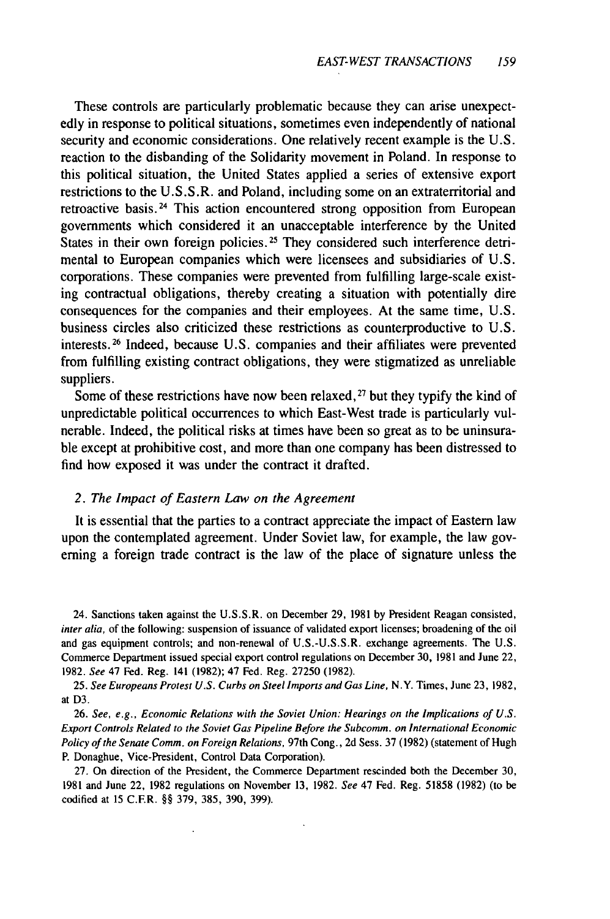These controls are particularly problematic because they can arise unexpectedly in response to political situations, sometimes even independently of national security and economic considerations. One relatively recent example is the U.S. reaction to the disbanding of the Solidarity movement in Poland. In response to this political situation, the United States applied a series of extensive export restrictions to the U.S.S.R. and Poland, including some on an extraterritorial and retroactive basis.[24] This action encountered strong opposition from European governments which considered it an unacceptable interference by the United States in their own foreign policies.[25] They considered such interference detrimental to European companies which were licensees and subsidiaries of U.S. corporations. These companies were prevented from fulfilling large-scale existing contractual obligations, thereby creating a situation with potentially dire consequences for the companies and their employees. At the same time, U.S. business circles also criticized these restrictions as counterproductive to U.S. interests.[26] Indeed, because U.S. companies and their affiliates were prevented from fulfilling existing contract obligations, they were stigmatized as unreliable suppliers.

Some of these restrictions have now been relaxed,[27] but they typify the kind of unpredictable political occurrences to which East-West trade is particularly vulnerable. Indeed, the political risks at times have been so great as to be uninsurable except at prohibitive cost, and more than one company has been distressed to find how exposed it was under the contract it drafted.

### 2. *The Impact of Eastern Law on the Agreement*

It is essential that the parties to a contract appreciate the impact of Eastern law upon the contemplated agreement. Under Soviet law, for example, the law governing a foreign trade contract is the law of the place of signature unless the

24. Sanctions taken against the U.S.S.R. on December 29, 1981 by President Reagan consisted, *inter alia*, of the following: suspension of issuance of validated export licenses; broadening of the oil and gas equipment controls; and non-renewal of U.S.-U.S.S.R. exchange agreements. The U.S. Commerce Department issued special export control regulations on December 30, 1981 and June 22, 1982. *See* 47 Fed. Reg. 141 (1982); 47 Fed. Reg. 27250 (1982).

25. *See Europeans Protest U.S. Curbs on Steel Imports and Gas Line*, N.Y. Times, June 23, 1982, at D3.

26. *See, e.g., Economic Relations with the Soviet Union: Hearings on the Implications of U.S. Export Controls Related to the Soviet Gas Pipeline Before the Subcomm. on International Economic Policy of the Senate Comm. on Foreign Relations*, 97th Cong., 2d Sess. 37 (1982) (statement of Hugh P. Donaghue, Vice-President, Control Data Corporation).

27. On direction of the President, the Commerce Department rescinded both the December 30, 1981 and June 22, 1982 regulations on November 13, 1982. *See* 47 Fed. Reg. 51858 (1982) (to be codified at 15 C.F.R. §§ 379, 385, 390, 399).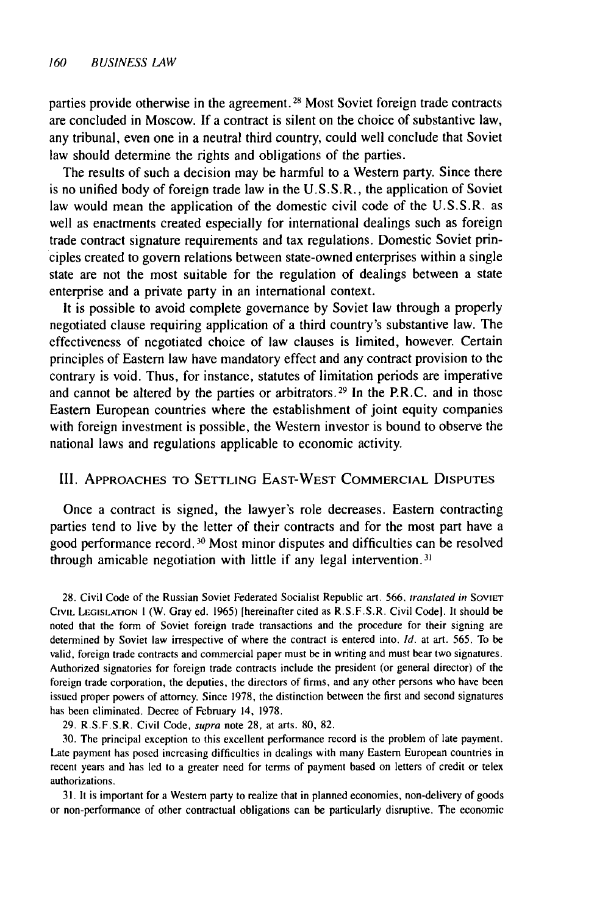parties provide otherwise in the agreement.[28] Most Soviet foreign trade contracts are concluded in Moscow. If a contract is silent on the choice of substantive law, any tribunal, even one in a neutral third country, could well conclude that Soviet law should determine the rights and obligations of the parties.

The results of such a decision may be harmful to a Western party. Since there is no unified body of foreign trade law in the U.S.S.R., the application of Soviet law would mean the application of the domestic civil code of the U.S.S.R. as well as enactments created especially for international dealings such as foreign trade contract signature requirements and tax regulations. Domestic Soviet principles created to govern relations between state-owned enterprises within a single state are not the most suitable for the regulation of dealings between a state enterprise and a private party in an international context.

It is possible to avoid complete governance by Soviet law through a properly negotiated clause requiring application of a third country's substantive law. The effectiveness of negotiated choice of law clauses is limited, however. Certain principles of Eastern law have mandatory effect and any contract provision to the contrary is void. Thus, for instance, statutes of limitation periods are imperative and cannot be altered by the parties or arbitrators.[29] In the P.R.C. and in those Eastern European countries where the establishment of joint equity companies with foreign investment is possible, the Western investor is bound to observe the national laws and regulations applicable to economic activity.

## III. Approaches to Settling East-West Commercial Disputes

Once a contract is signed, the lawyer's role decreases. Eastern contracting parties tend to live by the letter of their contracts and for the most part have a good performance record.[30] Most minor disputes and difficulties can be resolved through amicable negotiation with little if any legal intervention.[31]

28. Civil Code of the Russian Soviet Federated Socialist Republic art. 566, *translated in* Soviet Civil Legislation 1 (W. Gray ed. 1965) [hereinafter cited as R.S.F.S.R. Civil Code]. It should be noted that the form of Soviet foreign trade transactions and the procedure for their signing are determined by Soviet law irrespective of where the contract is entered into. *Id.* at art. 565. To be valid, foreign trade contracts and commercial paper must be in writing and must bear two signatures. Authorized signatories for foreign trade contracts include the president (or general director) of the foreign trade corporation, the deputies, the directors of firms, and any other persons who have been issued proper powers of attorney. Since 1978, the distinction between the first and second signatures has been eliminated. Decree of February 14, 1978.

29. R.S.F.S.R. Civil Code, *supra* note 28, at arts. 80, 82.

30. The principal exception to this excellent performance record is the problem of late payment. Late payment has posed increasing difficulties in dealings with many Eastern European countries in recent years and has led to a greater need for terms of payment based on letters of credit or telex authorizations.

31. It is important for a Western party to realize that in planned economies, non-delivery of goods or non-performance of other contractual obligations can be particularly disruptive. The economic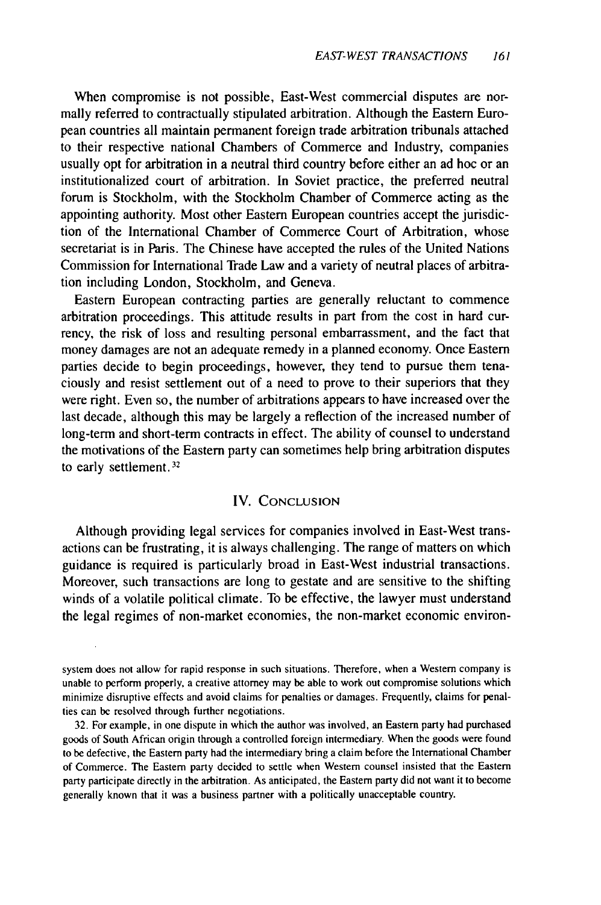When compromise is not possible, East-West commercial disputes are normally referred to contractually stipulated arbitration. Although the Eastern European countries all maintain permanent foreign trade arbitration tribunals attached to their respective national Chambers of Commerce and Industry, companies usually opt for arbitration in a neutral third country before either an ad hoc or an institutionalized court of arbitration. In Soviet practice, the preferred neutral forum is Stockholm, with the Stockholm Chamber of Commerce acting as the appointing authority. Most other Eastern European countries accept the jurisdiction of the International Chamber of Commerce Court of Arbitration, whose secretariat is in Paris. The Chinese have accepted the rules of the United Nations Commission for International Trade Law and a variety of neutral places of arbitration including London, Stockholm, and Geneva.

Eastern European contracting parties are generally reluctant to commence arbitration proceedings. This attitude results in part from the cost in hard currency, the risk of loss and resulting personal embarrassment, and the fact that money damages are not an adequate remedy in a planned economy. Once Eastern parties decide to begin proceedings, however, they tend to pursue them tenaciously and resist settlement out of a need to prove to their superiors that they were right. Even so, the number of arbitrations appears to have increased over the last decade, although this may be largely a reflection of the increased number of long-term and short-term contracts in effect. The ability of counsel to understand the motivations of the Eastern party can sometimes help bring arbitration disputes to early settlement.[32]

## IV. Conclusion

Although providing legal services for companies involved in East-West transactions can be frustrating, it is always challenging. The range of matters on which guidance is required is particularly broad in East-West industrial transactions. Moreover, such transactions are long to gestate and are sensitive to the shifting winds of a volatile political climate. To be effective, the lawyer must understand the legal regimes of non-market economies, the non-market economic environ-

---

system does not allow for rapid response in such situations. Therefore, when a Western company is unable to perform properly, a creative attorney may be able to work out compromise solutions which minimize disruptive effects and avoid claims for penalties or damages. Frequently, claims for penalties can be resolved through further negotiations.

32. For example, in one dispute in which the author was involved, an Eastern party had purchased goods of South African origin through a controlled foreign intermediary. When the goods were found to be defective, the Eastern party had the intermediary bring a claim before the International Chamber of Commerce. The Eastern party decided to settle when Western counsel insisted that the Eastern party participate directly in the arbitration. As anticipated, the Eastern party did not want it to become generally known that it was a business partner with a politically unacceptable country.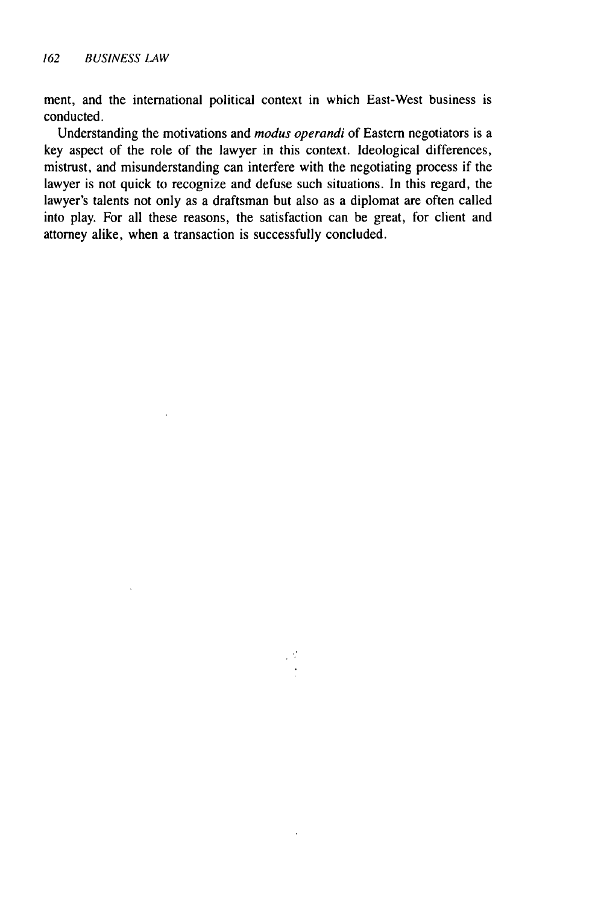ment, and the international political context in which East-West business is conducted.

Understanding the motivations and *modus operandi* of Eastern negotiators is a key aspect of the role of the lawyer in this context. Ideological differences, mistrust, and misunderstanding can interfere with the negotiating process if the lawyer is not quick to recognize and defuse such situations. In this regard, the lawyer's talents not only as a draftsman but also as a diplomat are often called into play. For all these reasons, the satisfaction can be great, for client and attorney alike, when a transaction is successfully concluded.